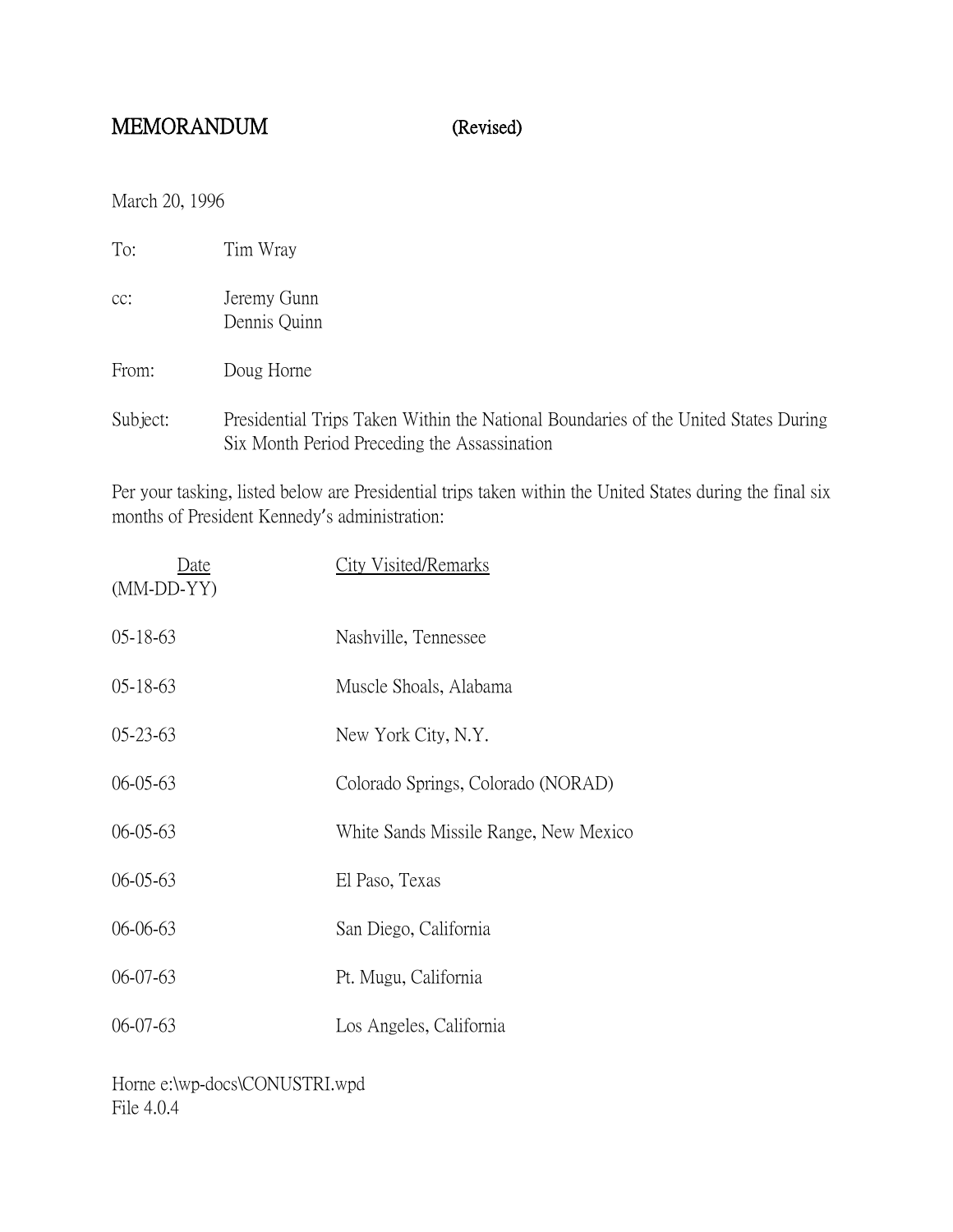# MEMORANDUM (Revised)

March 20, 1996

To: Tim Wray

cc: Jeremy Gunn
Dennis Quinn

From: Doug Horne

Subject: Presidential Trips Taken Within the National Boundaries of the United States During Six Month Period Preceding the Assassination

Per your tasking, listed below are Presidential trips taken within the United States during the final six months of President Kennedy's administration:

| Date (MM-DD-YY) | City Visited/Remarks |
|---|---|
| 05-18-63 | Nashville, Tennessee |
| 05-18-63 | Muscle Shoals, Alabama |
| 05-23-63 | New York City, N.Y. |
| 06-05-63 | Colorado Springs, Colorado (NORAD) |
| 06-05-63 | White Sands Missile Range, New Mexico |
| 06-05-63 | El Paso, Texas |
| 06-06-63 | San Diego, California |
| 06-07-63 | Pt. Mugu, California |
| 06-07-63 | Los Angeles, California |

Horne e:\wp-docs\CONUSTRI.wpd
File 4.0.4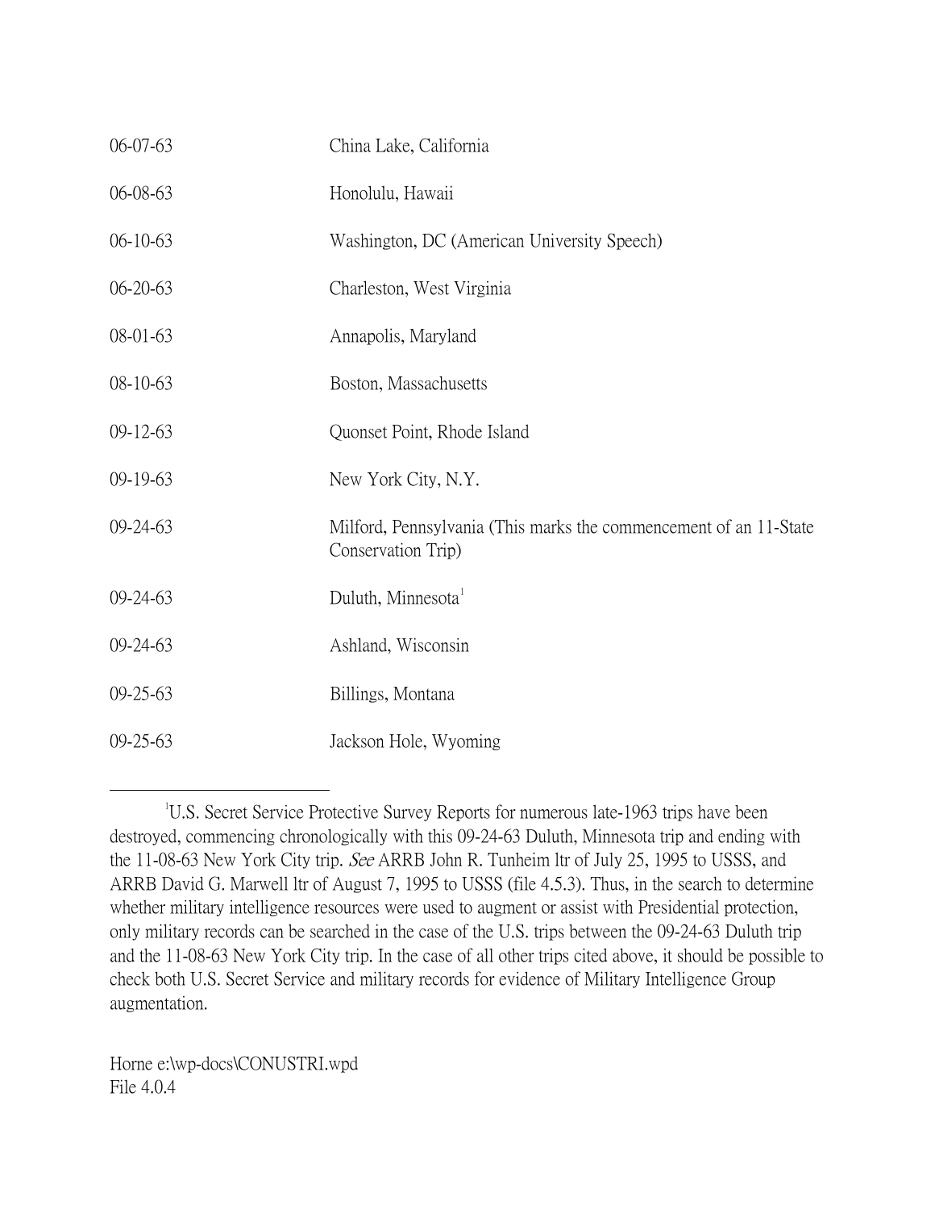| | |
|---|---|
| 06-07-63 | China Lake, California |
| 06-08-63 | Honolulu, Hawaii |
| 06-10-63 | Washington, DC (American University Speech) |
| 06-20-63 | Charleston, West Virginia |
| 08-01-63 | Annapolis, Maryland |
| 08-10-63 | Boston, Massachusetts |
| 09-12-63 | Quonset Point, Rhode Island |
| 09-19-63 | New York City, N.Y. |
| 09-24-63 | Milford, Pennsylvania (This marks the commencement of an 11-State Conservation Trip) |
| 09-24-63 | Duluth, Minnesota[1] |
| 09-24-63 | Ashland, Wisconsin |
| 09-25-63 | Billings, Montana |
| 09-25-63 | Jackson Hole, Wyoming |

---

[1] U.S. Secret Service Protective Survey Reports for numerous late-1963 trips have been destroyed, commencing chronologically with this 09-24-63 Duluth, Minnesota trip and ending with the 11-08-63 New York City trip. *See* ARRB John R. Tunheim ltr of July 25, 1995 to USSS, and ARRB David G. Marwell ltr of August 7, 1995 to USSS (file 4.5.3). Thus, in the search to determine whether military intelligence resources were used to augment or assist with Presidential protection, only military records can be searched in the case of the U.S. trips between the 09-24-63 Duluth trip and the 11-08-63 New York City trip. In the case of all other trips cited above, it should be possible to check both U.S. Secret Service and military records for evidence of Military Intelligence Group augmentation.

Horne e:\wp-docs\CONUSTRI.wpd
File 4.0.4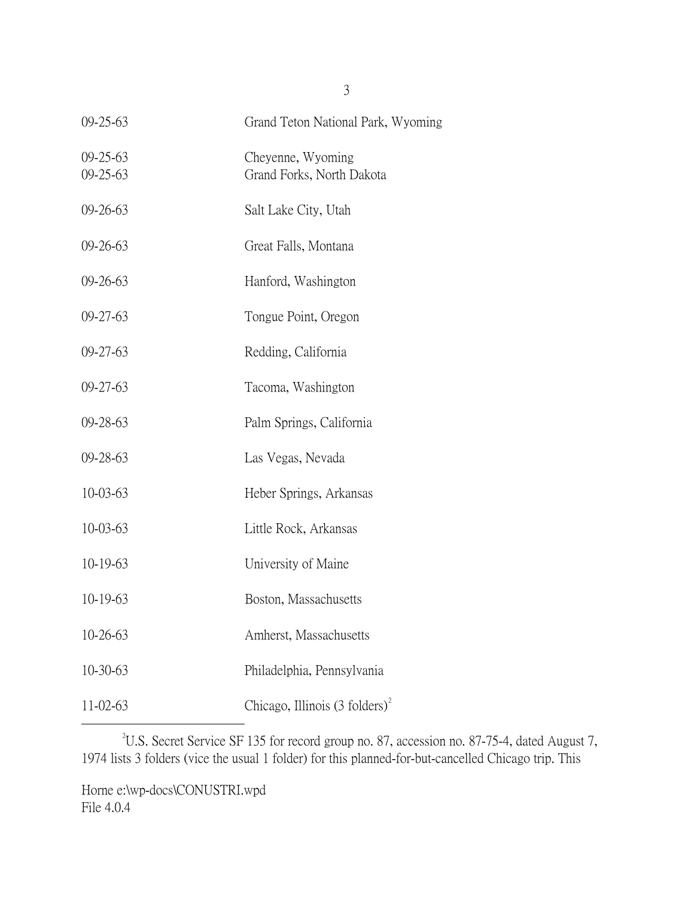| | |
|---|---|
| 09-25-63 | Grand Teton National Park, Wyoming |
| 09-25-63 | Cheyenne, Wyoming |
| 09-25-63 | Grand Forks, North Dakota |
| 09-26-63 | Salt Lake City, Utah |
| 09-26-63 | Great Falls, Montana |
| 09-26-63 | Hanford, Washington |
| 09-27-63 | Tongue Point, Oregon |
| 09-27-63 | Redding, California |
| 09-27-63 | Tacoma, Washington |
| 09-28-63 | Palm Springs, California |
| 09-28-63 | Las Vegas, Nevada |
| 10-03-63 | Heber Springs, Arkansas |
| 10-03-63 | Little Rock, Arkansas |
| 10-19-63 | University of Maine |
| 10-19-63 | Boston, Massachusetts |
| 10-26-63 | Amherst, Massachusetts |
| 10-30-63 | Philadelphia, Pennsylvania |
| 11-02-63 | Chicago, Illinois (3 folders)[2] |

---

[2]U.S. Secret Service SF 135 for record group no. 87, accession no. 87-75-4, dated August 7, 1974 lists 3 folders (vice the usual 1 folder) for this planned-for-but-cancelled Chicago trip. This

Horne e:\wp-docs\CONUSTRI.wpd
File 4.0.4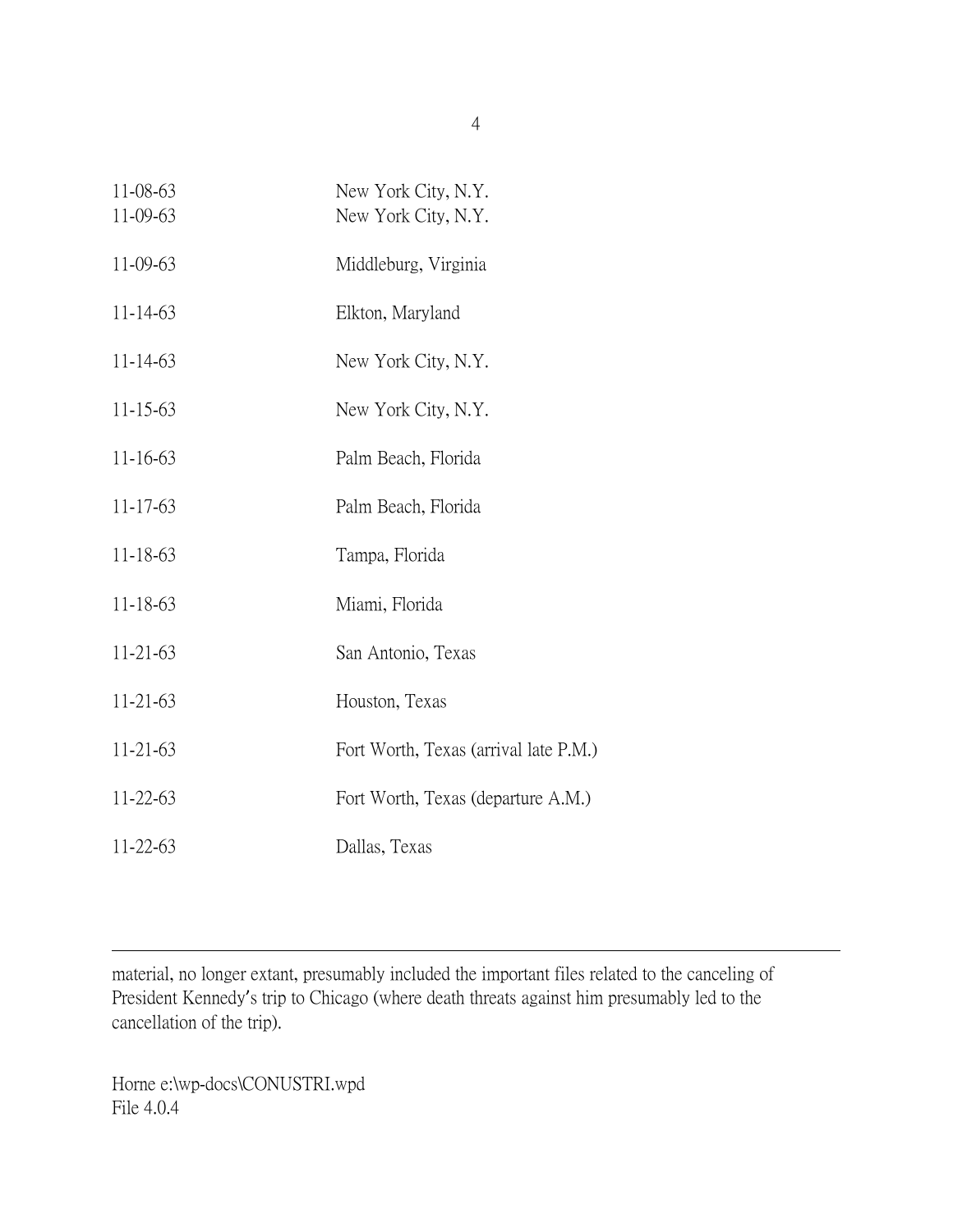| | |
|---|---|
| 11-08-63 | New York City, N.Y. |
| 11-09-63 | New York City, N.Y. |
| 11-09-63 | Middleburg, Virginia |
| 11-14-63 | Elkton, Maryland |
| 11-14-63 | New York City, N.Y. |
| 11-15-63 | New York City, N.Y. |
| 11-16-63 | Palm Beach, Florida |
| 11-17-63 | Palm Beach, Florida |
| 11-18-63 | Tampa, Florida |
| 11-18-63 | Miami, Florida |
| 11-21-63 | San Antonio, Texas |
| 11-21-63 | Houston, Texas |
| 11-21-63 | Fort Worth, Texas (arrival late P.M.) |
| 11-22-63 | Fort Worth, Texas (departure A.M.) |
| 11-22-63 | Dallas, Texas |

---

material, no longer extant, presumably included the important files related to the canceling of President Kennedy's trip to Chicago (where death threats against him presumably led to the cancellation of the trip).

Horne e:\wp-docs\CONUSTRI.wpd
File 4.0.4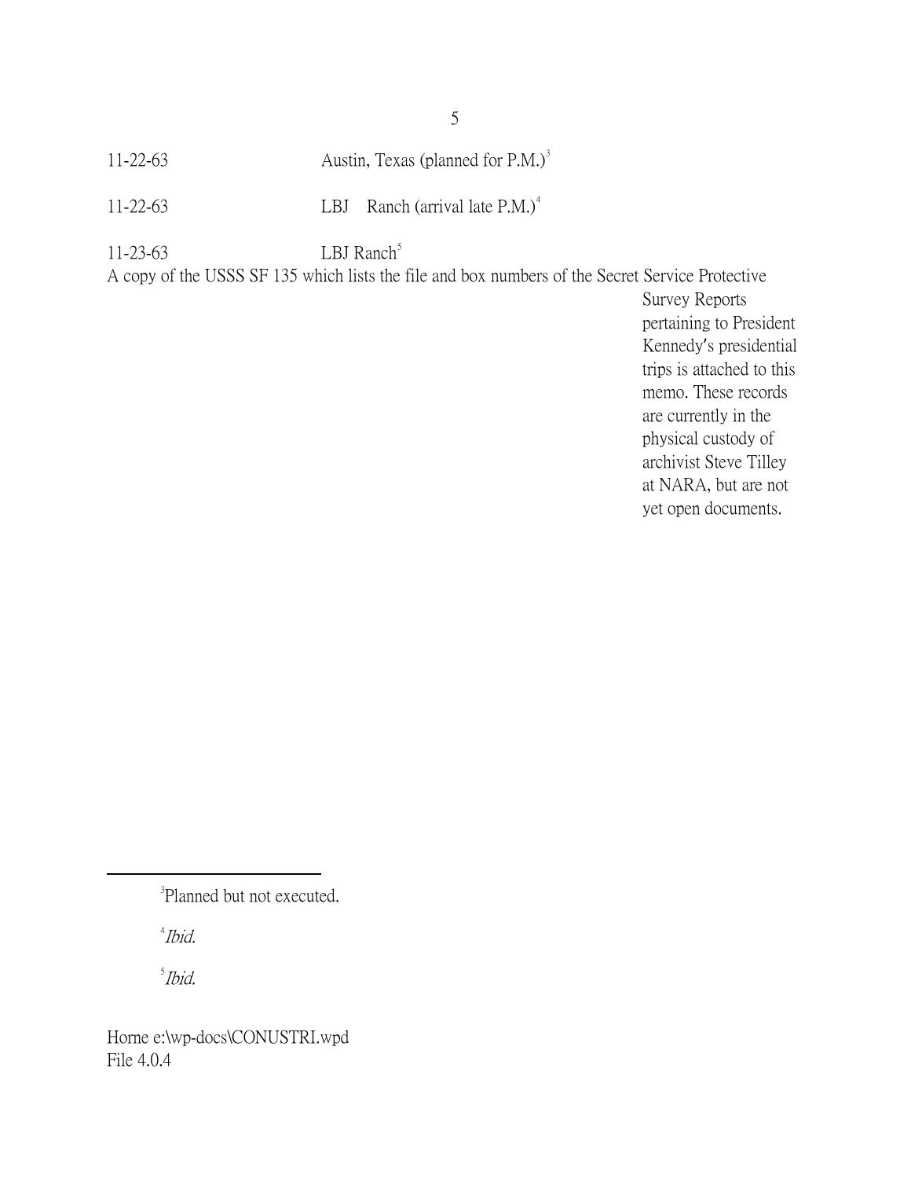| | |
|---|---|
| 11-22-63 | Austin, Texas (planned for P.M.)[3] |
| 11-22-63 | LBJ Ranch (arrival late P.M.)[4] |
| 11-23-63 | LBJ Ranch[5] |

A copy of the USSS SF 135 which lists the file and box numbers of the Secret Service Protective Survey Reports pertaining to President Kennedy's presidential trips is attached to this memo. These records are currently in the physical custody of archivist Steve Tilley at NARA, but are not yet open documents.

---

[3]Planned but not executed.

[4]*Ibid.*

[5]*Ibid.*

Horne e:\wp-docs\CONUSTRI.wpd
File 4.0.4